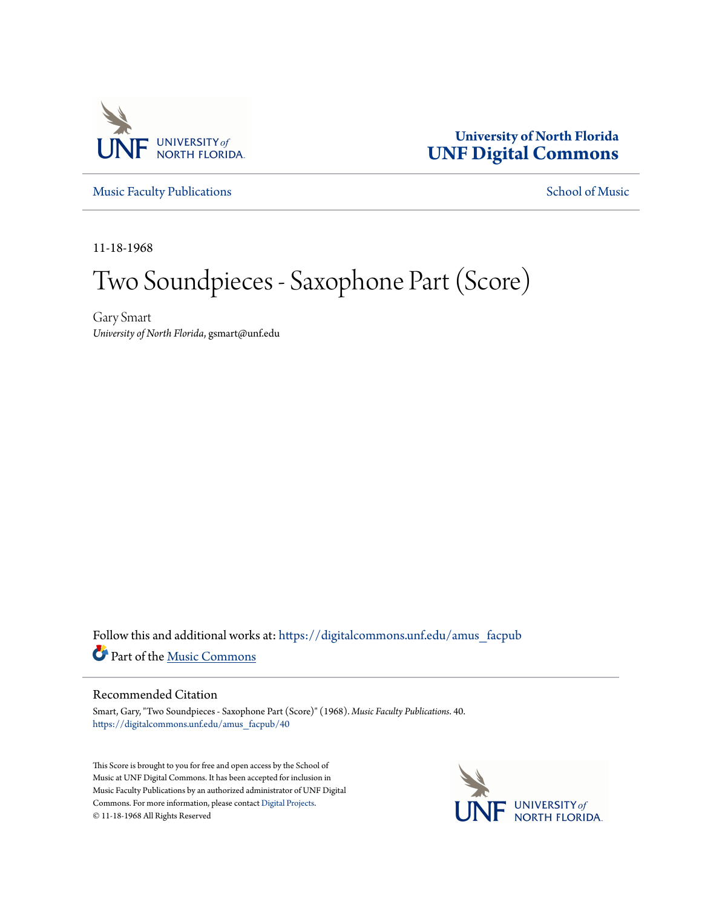University of North Florida
**UNF Digital Commons**

Music Faculty Publications

School of Music

11-18-1968

# Two Soundpieces - Saxophone Part (Score)

Gary Smart
*University of North Florida*, gsmart@unf.edu

Follow this and additional works at: https://digitalcommons.unf.edu/amus_facpub

Part of the Music Commons

## Recommended Citation

Smart, Gary, "Two Soundpieces - Saxophone Part (Score)" (1968). *Music Faculty Publications*. 40.
https://digitalcommons.unf.edu/amus_facpub/40

This Score is brought to you for free and open access by the School of Music at UNF Digital Commons. It has been accepted for inclusion in Music Faculty Publications by an authorized administrator of UNF Digital Commons. For more information, please contact Digital Projects.
© 11-18-1968 All Rights Reserved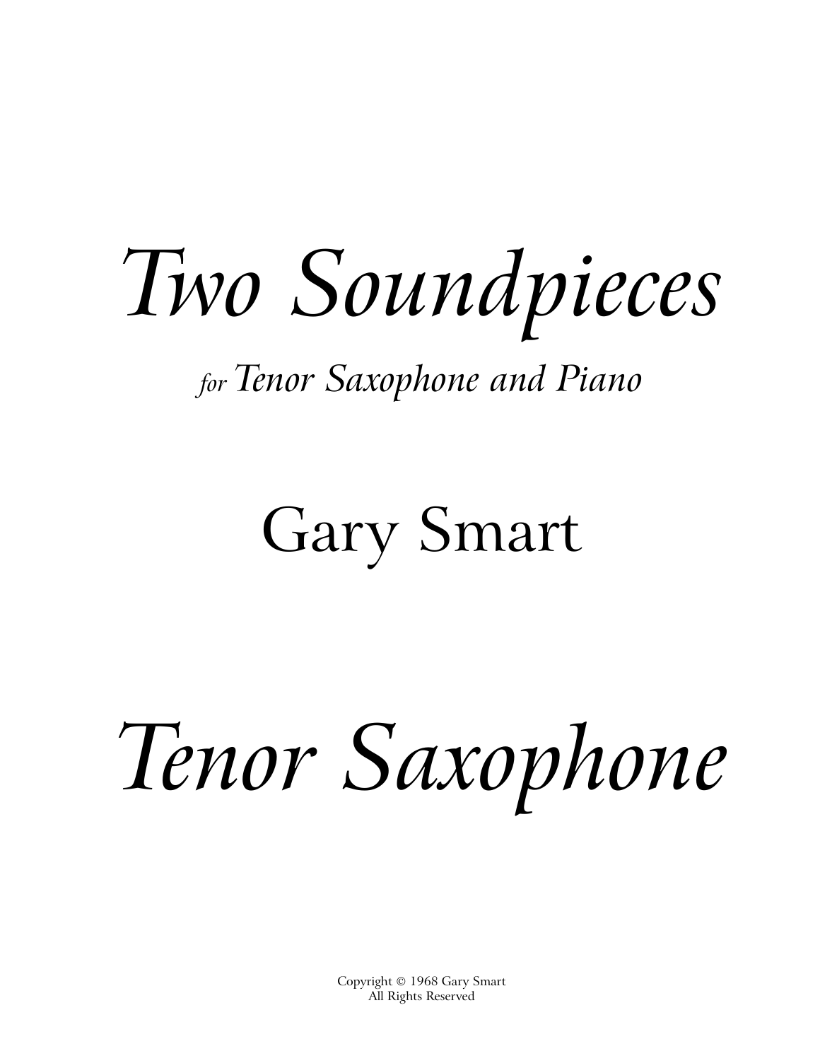# *Two Soundpieces*

*for Tenor Saxophone and Piano*

## Gary Smart

# *Tenor Saxophone*

Copyright © 1968 Gary Smart
All Rights Reserved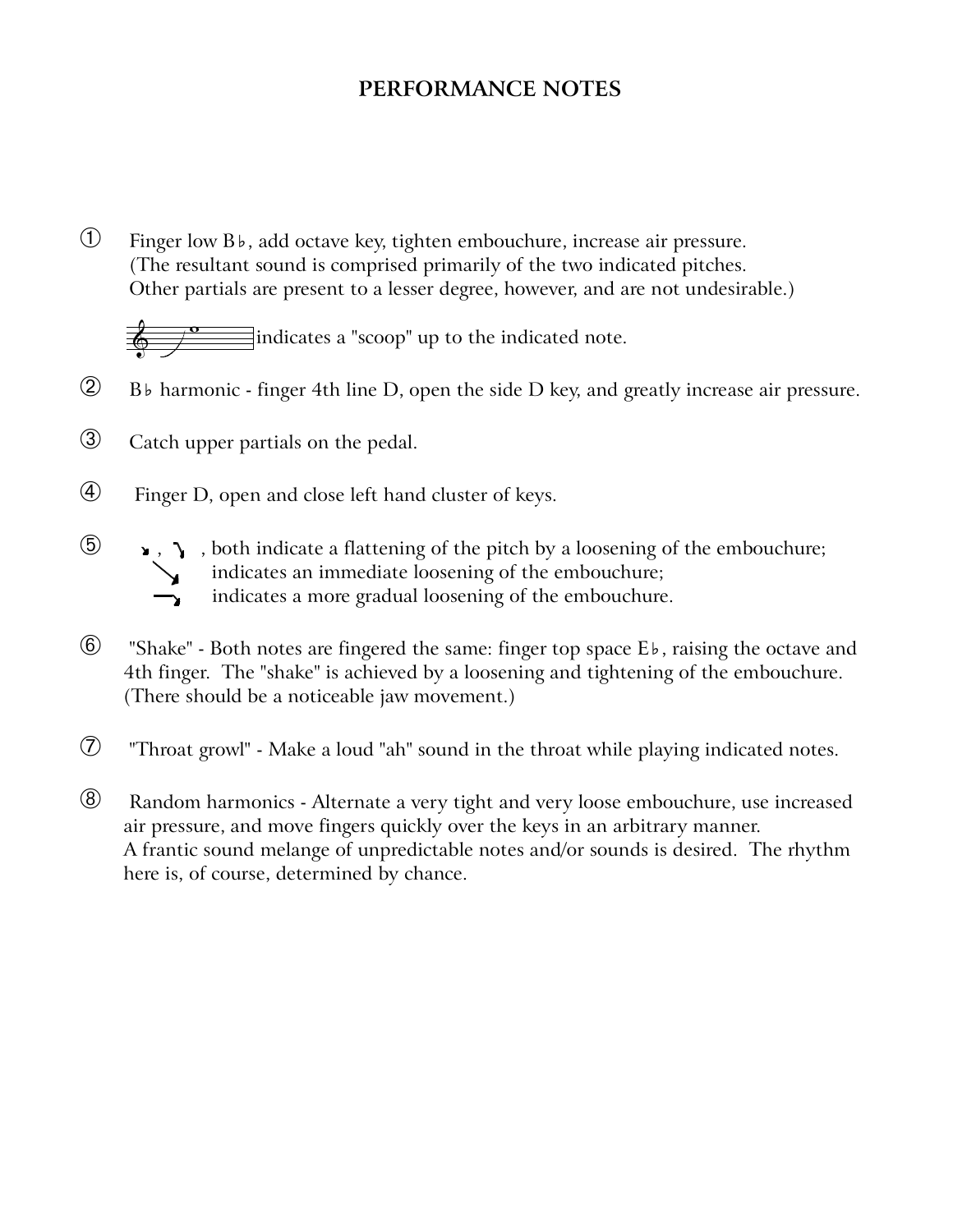# PERFORMANCE NOTES

① Finger low B♭, add octave key, tighten embouchure, increase air pressure. (The resultant sound is comprised primarily of the two indicated pitches. Other partials are present to a lesser degree, however, and are not undesirable.)

indicates a "scoop" up to the indicated note.

② B♭ harmonic - finger 4th line D, open the side D key, and greatly increase air pressure.

③ Catch upper partials on the pedal.

④ Finger D, open and close left hand cluster of keys.

⑤ , both indicate a flattening of the pitch by a loosening of the embouchure;
indicates an immediate loosening of the embouchure;
indicates a more gradual loosening of the embouchure.

⑥ "Shake" - Both notes are fingered the same: finger top space E♭, raising the octave and 4th finger. The "shake" is achieved by a loosening and tightening of the embouchure. (There should be a noticeable jaw movement.)

⑦ "Throat growl" - Make a loud "ah" sound in the throat while playing indicated notes.

⑧ Random harmonics - Alternate a very tight and very loose embouchure, use increased air pressure, and move fingers quickly over the keys in an arbitrary manner. A frantic sound melange of unpredictable notes and/or sounds is desired. The rhythm here is, of course, determined by chance.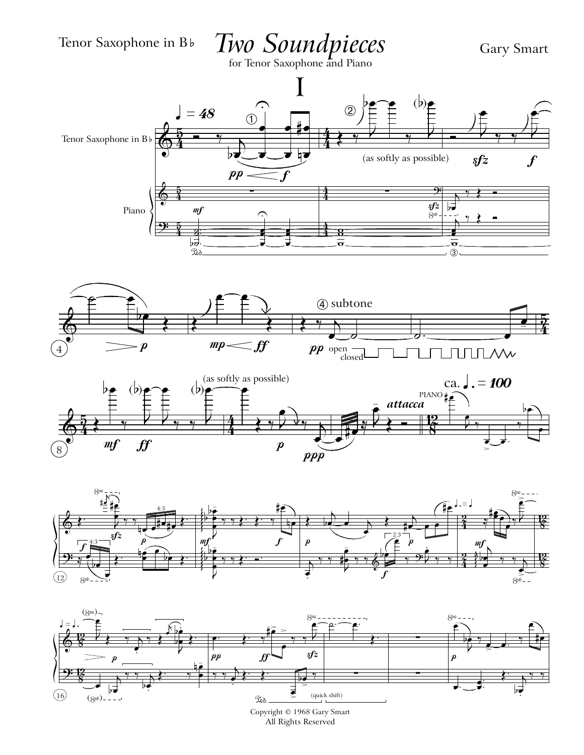Tenor Saxophone in B♭

# Two Soundpieces

for Tenor Saxophone and Piano

Gary Smart

## I

Copyright © 1968 Gary Smart
All Rights Reserved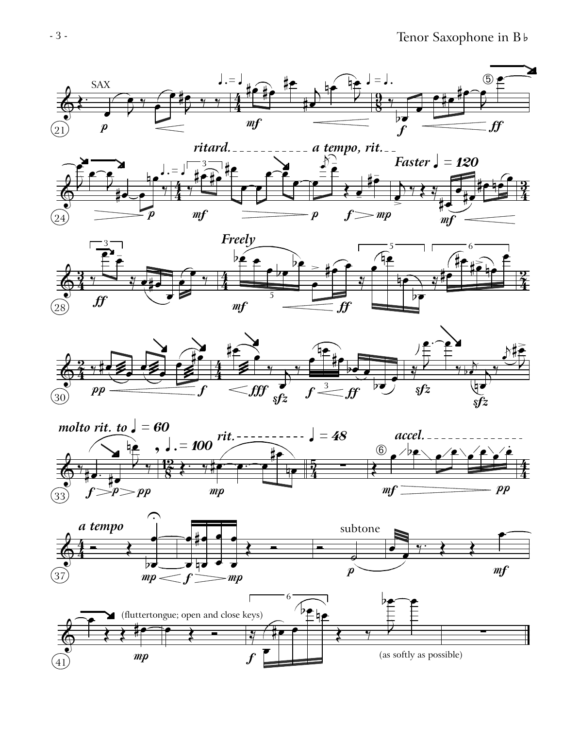SAX

*p* *mf* *f* *ff*

♩. = ♩   ♩ = ♩.

*ritard.* *a tempo, rit.* **Faster ♩ = 120**

♩. = ♩

*p* *mf* *p* *f* *mp* *mf*

*ff* **Freely** *mf* *ff*

*pp* *f* *fff* *sfz* *f* *ff* *sfz* *sfz*

**molto rit. to ♩ = 60** **♩. = 100** *rit.* **♩ = 48** *accel.*

*f* *p* *pp* *mp* *mf* *pp*

**a tempo**

*mp* *f* *mp*

subtone

*p* *mf*

(fluttertongue; open and close keys)

*mp* *f*

(as softly as possible)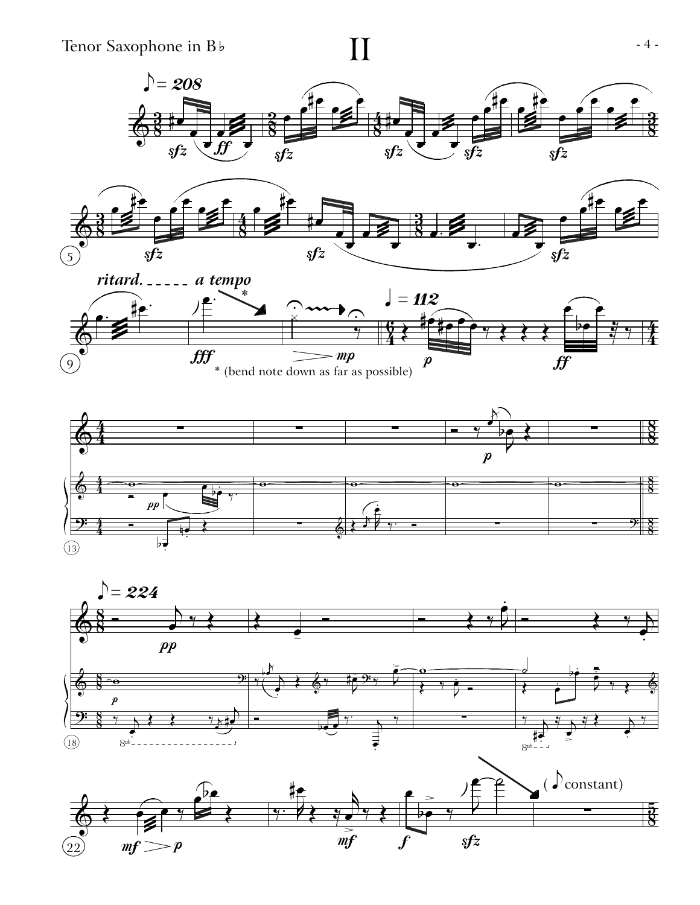# II

* (bend note down as far as possible)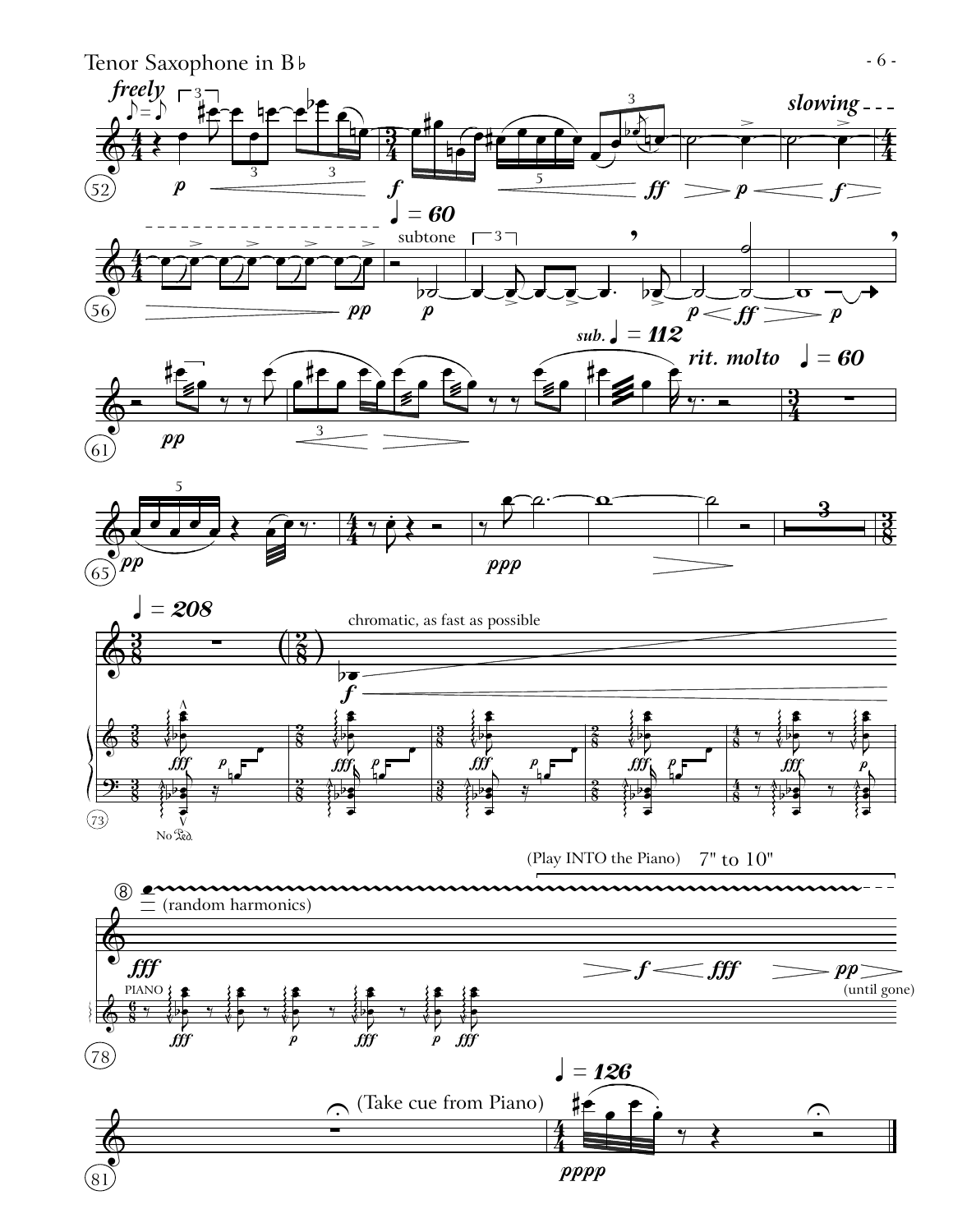*freely*

*slowing*

♩ = 60

subtone

*sub.* ♩ = 112

*rit. molto* ♩ = 60

♩ = 208

chromatic, as fast as possible

No Ped.

(Play INTO the Piano) 7" to 10"

(random harmonics)

PIANO

(until gone)

(Take cue from Piano)

♩ = 126